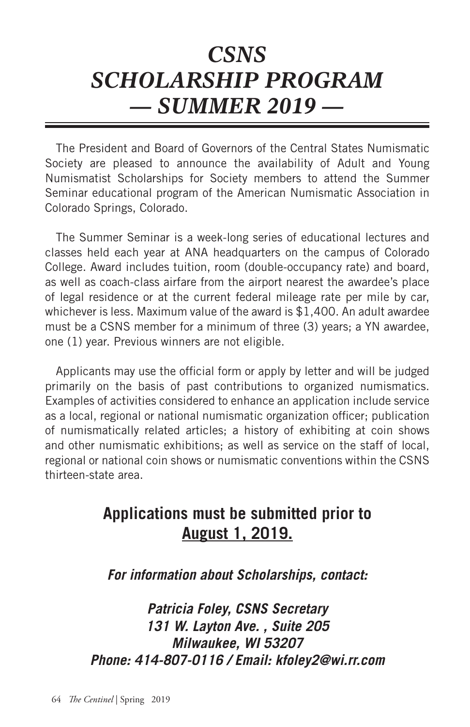# *CSNS SCHOLARSHIP PROGRAM — SUMMER 2019 —*

The President and Board of Governors of the Central States Numismatic Society are pleased to announce the availability of Adult and Young Numismatist Scholarships for Society members to attend the Summer Seminar educational program of the American Numismatic Association in Colorado Springs, Colorado.

The Summer Seminar is a week-long series of educational lectures and classes held each year at ANA headquarters on the campus of Colorado College. Award includes tuition, room (double-occupancy rate) and board, as well as coach-class airfare from the airport nearest the awardee's place of legal residence or at the current federal mileage rate per mile by car, whichever is less. Maximum value of the award is $1,400. An adult awardee must be a CSNS member for a minimum of three (3) years; a YN awardee, one (1) year. Previous winners are not eligible.

Applicants may use the official form or apply by letter and will be judged primarily on the basis of past contributions to organized numismatics. Examples of activities considered to enhance an application include service as a local, regional or national numismatic organization officer; publication of numismatically related articles; a history of exhibiting at coin shows and other numismatic exhibitions; as well as service on the staff of local, regional or national coin shows or numismatic conventions within the CSNS thirteen-state area.

## Applications must be submitted prior to <u>August 1, 2019.</u>

***For information about Scholarships, contact:***

***Patricia Foley, CSNS Secretary***
***131 W. Layton Ave. , Suite 205***
***Milwaukee, WI 53207***
***Phone: 414-807-0116 / Email: kfoley2@wi.rr.com***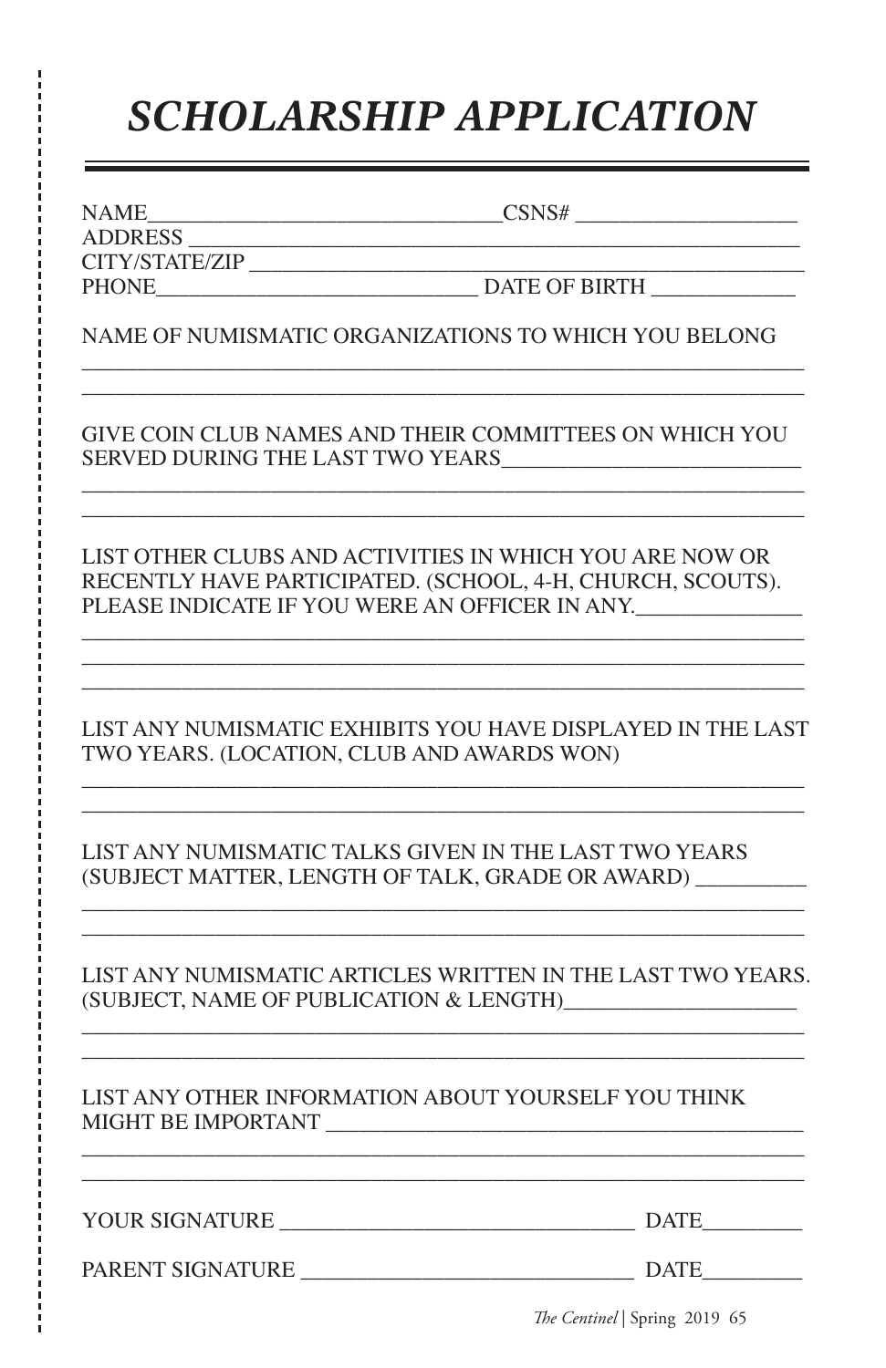# *SCHOLARSHIP APPLICATION*

NAME________________________________CSNS# ___________________

ADDRESS _______________________________________________________

CITY/STATE/ZIP _________________________________________________

PHONE____________________________ DATE OF BIRTH _____________

NAME OF NUMISMATIC ORGANIZATIONS TO WHICH YOU BELONG

_________________________________________________________________

_________________________________________________________________

GIVE COIN CLUB NAMES AND THEIR COMMITTEES ON WHICH YOU SERVED DURING THE LAST TWO YEARS___________________________

_________________________________________________________________

_________________________________________________________________

LIST OTHER CLUBS AND ACTIVITIES IN WHICH YOU ARE NOW OR RECENTLY HAVE PARTICIPATED. (SCHOOL, 4-H, CHURCH, SCOUTS). PLEASE INDICATE IF YOU WERE AN OFFICER IN ANY._______________

_________________________________________________________________

_________________________________________________________________

_________________________________________________________________

LIST ANY NUMISMATIC EXHIBITS YOU HAVE DISPLAYED IN THE LAST TWO YEARS. (LOCATION, CLUB AND AWARDS WON)

_________________________________________________________________

_________________________________________________________________

LIST ANY NUMISMATIC TALKS GIVEN IN THE LAST TWO YEARS (SUBJECT MATTER, LENGTH OF TALK, GRADE OR AWARD) __________

_________________________________________________________________

_________________________________________________________________

LIST ANY NUMISMATIC ARTICLES WRITTEN IN THE LAST TWO YEARS. (SUBJECT, NAME OF PUBLICATION & LENGTH)_____________________

_________________________________________________________________

_________________________________________________________________

LIST ANY OTHER INFORMATION ABOUT YOURSELF YOU THINK MIGHT BE IMPORTANT ___________________________________________

_________________________________________________________________

_________________________________________________________________

YOUR SIGNATURE _________________________________ DATE_________

PARENT SIGNATURE _______________________________ DATE_________